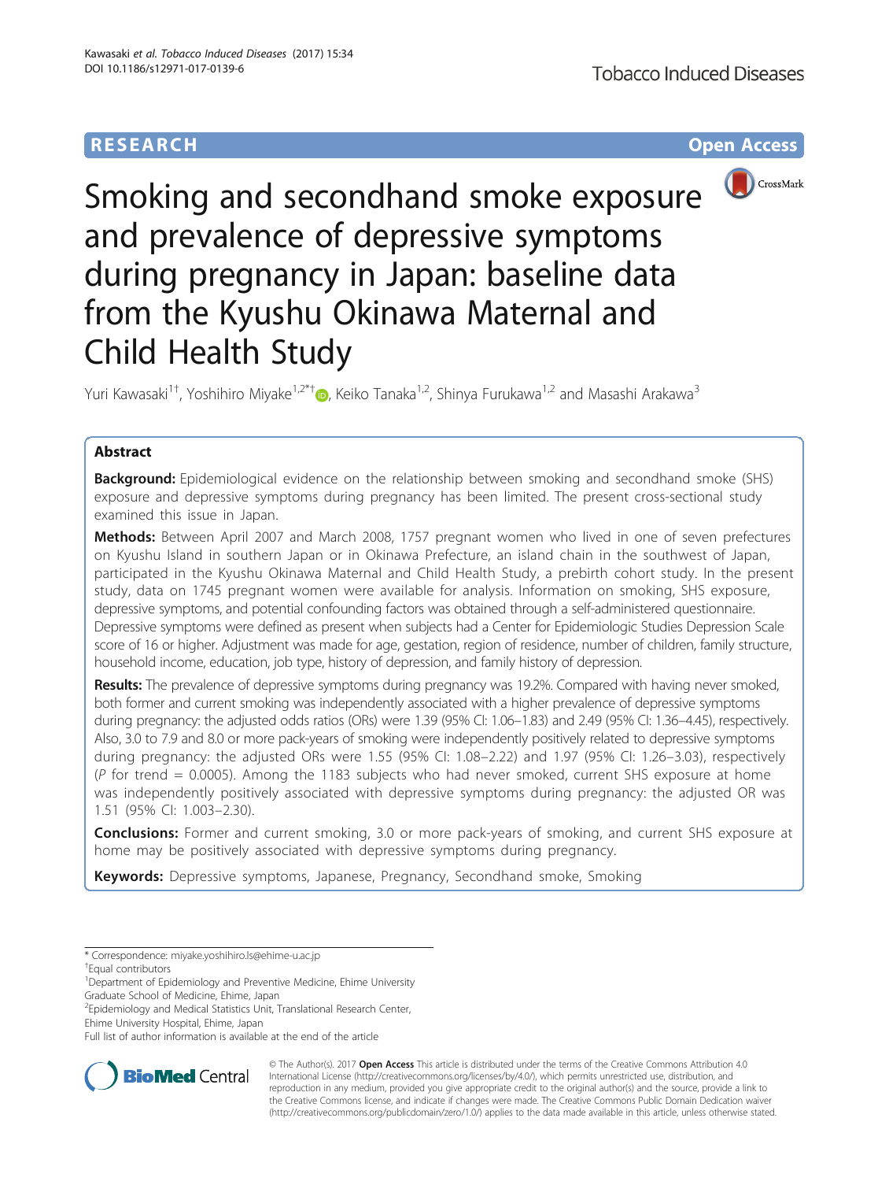**RESEARCH** **Open Access**

# Smoking and secondhand smoke exposure and prevalence of depressive symptoms during pregnancy in Japan: baseline data from the Kyushu Okinawa Maternal and Child Health Study

Yuri Kawasaki[1†], Yoshihiro Miyake[1,2*†], Keiko Tanaka[1,2], Shinya Furukawa[1,2] and Masashi Arakawa[3]

## Abstract

**Background:** Epidemiological evidence on the relationship between smoking and secondhand smoke (SHS) exposure and depressive symptoms during pregnancy has been limited. The present cross-sectional study examined this issue in Japan.

**Methods:** Between April 2007 and March 2008, 1757 pregnant women who lived in one of seven prefectures on Kyushu Island in southern Japan or in Okinawa Prefecture, an island chain in the southwest of Japan, participated in the Kyushu Okinawa Maternal and Child Health Study, a prebirth cohort study. In the present study, data on 1745 pregnant women were available for analysis. Information on smoking, SHS exposure, depressive symptoms, and potential confounding factors was obtained through a self-administered questionnaire. Depressive symptoms were defined as present when subjects had a Center for Epidemiologic Studies Depression Scale score of 16 or higher. Adjustment was made for age, gestation, region of residence, number of children, family structure, household income, education, job type, history of depression, and family history of depression.

**Results:** The prevalence of depressive symptoms during pregnancy was 19.2%. Compared with having never smoked, both former and current smoking was independently associated with a higher prevalence of depressive symptoms during pregnancy: the adjusted odds ratios (ORs) were 1.39 (95% CI: 1.06–1.83) and 2.49 (95% CI: 1.36–4.45), respectively. Also, 3.0 to 7.9 and 8.0 or more pack-years of smoking were independently positively related to depressive symptoms during pregnancy: the adjusted ORs were 1.55 (95% CI: 1.08–2.22) and 1.97 (95% CI: 1.26–3.03), respectively ($P$ for trend = 0.0005). Among the 1183 subjects who had never smoked, current SHS exposure at home was independently positively associated with depressive symptoms during pregnancy: the adjusted OR was 1.51 (95% CI: 1.003–2.30).

**Conclusions:** Former and current smoking, 3.0 or more pack-years of smoking, and current SHS exposure at home may be positively associated with depressive symptoms during pregnancy.

**Keywords:** Depressive symptoms, Japanese, Pregnancy, Secondhand smoke, Smoking

---

\* Correspondence: miyake.yoshihiro.ls@ehime-u.ac.jp

†Equal contributors

[1]Department of Epidemiology and Preventive Medicine, Ehime University Graduate School of Medicine, Ehime, Japan

[2]Epidemiology and Medical Statistics Unit, Translational Research Center, Ehime University Hospital, Ehime, Japan

Full list of author information is available at the end of the article

© The Author(s). 2017 **Open Access** This article is distributed under the terms of the Creative Commons Attribution 4.0 International License (http://creativecommons.org/licenses/by/4.0/), which permits unrestricted use, distribution, and reproduction in any medium, provided you give appropriate credit to the original author(s) and the source, provide a link to the Creative Commons license, and indicate if changes were made. The Creative Commons Public Domain Dedication waiver (http://creativecommons.org/publicdomain/zero/1.0/) applies to the data made available in this article, unless otherwise stated.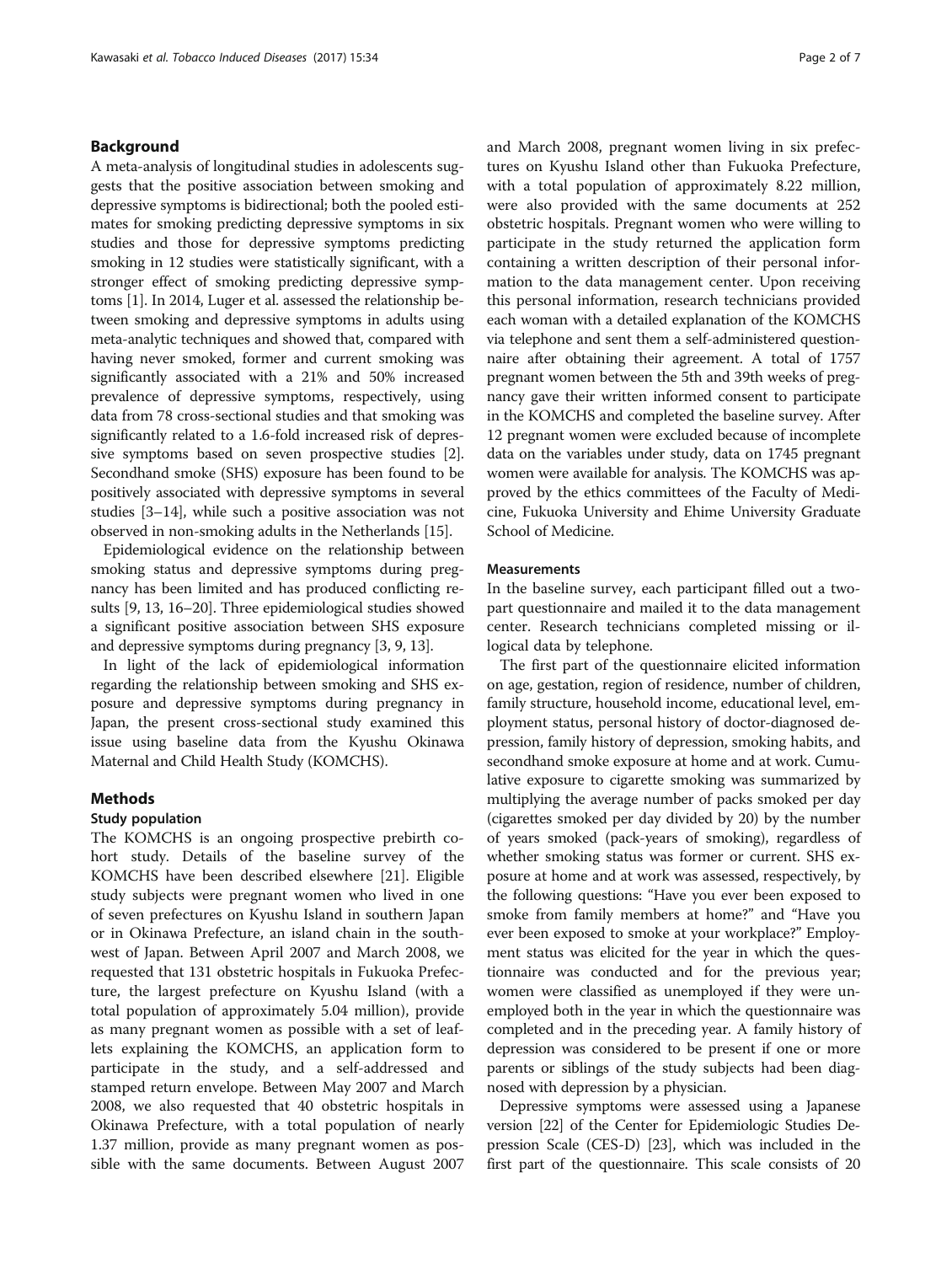## Background

A meta-analysis of longitudinal studies in adolescents suggests that the positive association between smoking and depressive symptoms is bidirectional; both the pooled estimates for smoking predicting depressive symptoms in six studies and those for depressive symptoms predicting smoking in 12 studies were statistically significant, with a stronger effect of smoking predicting depressive symptoms [1]. In 2014, Luger et al. assessed the relationship between smoking and depressive symptoms in adults using meta-analytic techniques and showed that, compared with having never smoked, former and current smoking was significantly associated with a 21% and 50% increased prevalence of depressive symptoms, respectively, using data from 78 cross-sectional studies and that smoking was significantly related to a 1.6-fold increased risk of depressive symptoms based on seven prospective studies [2]. Secondhand smoke (SHS) exposure has been found to be positively associated with depressive symptoms in several studies [3–14], while such a positive association was not observed in non-smoking adults in the Netherlands [15].

Epidemiological evidence on the relationship between smoking status and depressive symptoms during pregnancy has been limited and has produced conflicting results [9, 13, 16–20]. Three epidemiological studies showed a significant positive association between SHS exposure and depressive symptoms during pregnancy [3, 9, 13].

In light of the lack of epidemiological information regarding the relationship between smoking and SHS exposure and depressive symptoms during pregnancy in Japan, the present cross-sectional study examined this issue using baseline data from the Kyushu Okinawa Maternal and Child Health Study (KOMCHS).

## Methods

### Study population

The KOMCHS is an ongoing prospective prebirth cohort study. Details of the baseline survey of the KOMCHS have been described elsewhere [21]. Eligible study subjects were pregnant women who lived in one of seven prefectures on Kyushu Island in southern Japan or in Okinawa Prefecture, an island chain in the southwest of Japan. Between April 2007 and March 2008, we requested that 131 obstetric hospitals in Fukuoka Prefecture, the largest prefecture on Kyushu Island (with a total population of approximately 5.04 million), provide as many pregnant women as possible with a set of leaflets explaining the KOMCHS, an application form to participate in the study, and a self-addressed and stamped return envelope. Between May 2007 and March 2008, we also requested that 40 obstetric hospitals in Okinawa Prefecture, with a total population of nearly 1.37 million, provide as many pregnant women as possible with the same documents. Between August 2007 and March 2008, pregnant women living in six prefectures on Kyushu Island other than Fukuoka Prefecture, with a total population of approximately 8.22 million, were also provided with the same documents at 252 obstetric hospitals. Pregnant women who were willing to participate in the study returned the application form containing a written description of their personal information to the data management center. Upon receiving this personal information, research technicians provided each woman with a detailed explanation of the KOMCHS via telephone and sent them a self-administered questionnaire after obtaining their agreement. A total of 1757 pregnant women between the 5th and 39th weeks of pregnancy gave their written informed consent to participate in the KOMCHS and completed the baseline survey. After 12 pregnant women were excluded because of incomplete data on the variables under study, data on 1745 pregnant women were available for analysis. The KOMCHS was approved by the ethics committees of the Faculty of Medicine, Fukuoka University and Ehime University Graduate School of Medicine.

### Measurements

In the baseline survey, each participant filled out a two-part questionnaire and mailed it to the data management center. Research technicians completed missing or illogical data by telephone.

The first part of the questionnaire elicited information on age, gestation, region of residence, number of children, family structure, household income, educational level, employment status, personal history of doctor-diagnosed depression, family history of depression, smoking habits, and secondhand smoke exposure at home and at work. Cumulative exposure to cigarette smoking was summarized by multiplying the average number of packs smoked per day (cigarettes smoked per day divided by 20) by the number of years smoked (pack-years of smoking), regardless of whether smoking status was former or current. SHS exposure at home and at work was assessed, respectively, by the following questions: "Have you ever been exposed to smoke from family members at home?" and "Have you ever been exposed to smoke at your workplace?" Employment status was elicited for the year in which the questionnaire was conducted and for the previous year; women were classified as unemployed if they were unemployed both in the year in which the questionnaire was completed and in the preceding year. A family history of depression was considered to be present if one or more parents or siblings of the study subjects had been diagnosed with depression by a physician.

Depressive symptoms were assessed using a Japanese version [22] of the Center for Epidemiologic Studies Depression Scale (CES-D) [23], which was included in the first part of the questionnaire. This scale consists of 20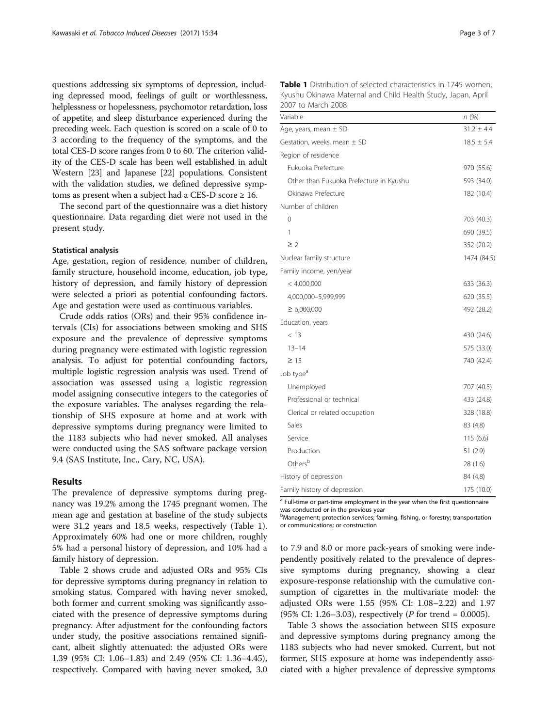questions addressing six symptoms of depression, including depressed mood, feelings of guilt or worthlessness, helplessness or hopelessness, psychomotor retardation, loss of appetite, and sleep disturbance experienced during the preceding week. Each question is scored on a scale of 0 to 3 according to the frequency of the symptoms, and the total CES-D score ranges from 0 to 60. The criterion validity of the CES-D scale has been well established in adult Western [23] and Japanese [22] populations. Consistent with the validation studies, we defined depressive symptoms as present when a subject had a CES-D score ≥ 16.

The second part of the questionnaire was a diet history questionnaire. Data regarding diet were not used in the present study.

### Statistical analysis

Age, gestation, region of residence, number of children, family structure, household income, education, job type, history of depression, and family history of depression were selected a priori as potential confounding factors. Age and gestation were used as continuous variables.

Crude odds ratios (ORs) and their 95% confidence intervals (CIs) for associations between smoking and SHS exposure and the prevalence of depressive symptoms during pregnancy were estimated with logistic regression analysis. To adjust for potential confounding factors, multiple logistic regression analysis was used. Trend of association was assessed using a logistic regression model assigning consecutive integers to the categories of the exposure variables. The analyses regarding the relationship of SHS exposure at home and at work with depressive symptoms during pregnancy were limited to the 1183 subjects who had never smoked. All analyses were conducted using the SAS software package version 9.4 (SAS Institute, Inc., Cary, NC, USA).

## Results

The prevalence of depressive symptoms during pregnancy was 19.2% among the 1745 pregnant women. The mean age and gestation at baseline of the study subjects were 31.2 years and 18.5 weeks, respectively (Table 1). Approximately 60% had one or more children, roughly 5% had a personal history of depression, and 10% had a family history of depression.

Table 2 shows crude and adjusted ORs and 95% CIs for depressive symptoms during pregnancy in relation to smoking status. Compared with having never smoked, both former and current smoking was significantly associated with the presence of depressive symptoms during pregnancy. After adjustment for the confounding factors under study, the positive associations remained significant, albeit slightly attenuated: the adjusted ORs were 1.39 (95% CI: 1.06–1.83) and 2.49 (95% CI: 1.36–4.45), respectively. Compared with having never smoked, 3.0 to 7.9 and 8.0 or more pack-years of smoking were independently positively related to the prevalence of depressive symptoms during pregnancy, showing a clear exposure-response relationship with the cumulative consumption of cigarettes in the multivariate model: the adjusted ORs were 1.55 (95% CI: 1.08–2.22) and 1.97 (95% CI: 1.26–3.03), respectively ($P$ for trend = 0.0005).

Table 3 shows the association between SHS exposure and depressive symptoms during pregnancy among the 1183 subjects who had never smoked. Current, but not former, SHS exposure at home was independently associated with a higher prevalence of depressive symptoms

**Table 1** Distribution of selected characteristics in 1745 women, Kyushu Okinawa Maternal and Child Health Study, Japan, April 2007 to March 2008

| Variable | n (%) |
|---|---|
| Age, years, mean ± SD | 31.2 ± 4.4 |
| Gestation, weeks, mean ± SD | 18.5 ± 5.4 |
| Region of residence | |
| Fukuoka Prefecture | 970 (55.6) |
| Other than Fukuoka Prefecture in Kyushu | 593 (34.0) |
| Okinawa Prefecture | 182 (10.4) |
| Number of children | |
| 0 | 703 (40.3) |
| 1 | 690 (39.5) |
| ≥ 2 | 352 (20.2) |
| Nuclear family structure | 1474 (84.5) |
| Family income, yen/year | |
| < 4,000,000 | 633 (36.3) |
| 4,000,000–5,999,999 | 620 (35.5) |
| ≥ 6,000,000 | 492 (28.2) |
| Education, years | |
| < 13 | 430 (24.6) |
| 13–14 | 575 (33.0) |
| ≥ 15 | 740 (42.4) |
| Job type[a] | |
| Unemployed | 707 (40.5) |
| Professional or technical | 433 (24.8) |
| Clerical or related occupation | 328 (18.8) |
| Sales | 83 (4.8) |
| Service | 115 (6.6) |
| Production | 51 (2.9) |
| Others[b] | 28 (1.6) |
| History of depression | 84 (4.8) |
| Family history of depression | 175 (10.0) |

[a] Full-time or part-time employment in the year when the first questionnaire was conducted or in the previous year

[b] Management; protection services; farming, fishing, or forestry; transportation or communications; or construction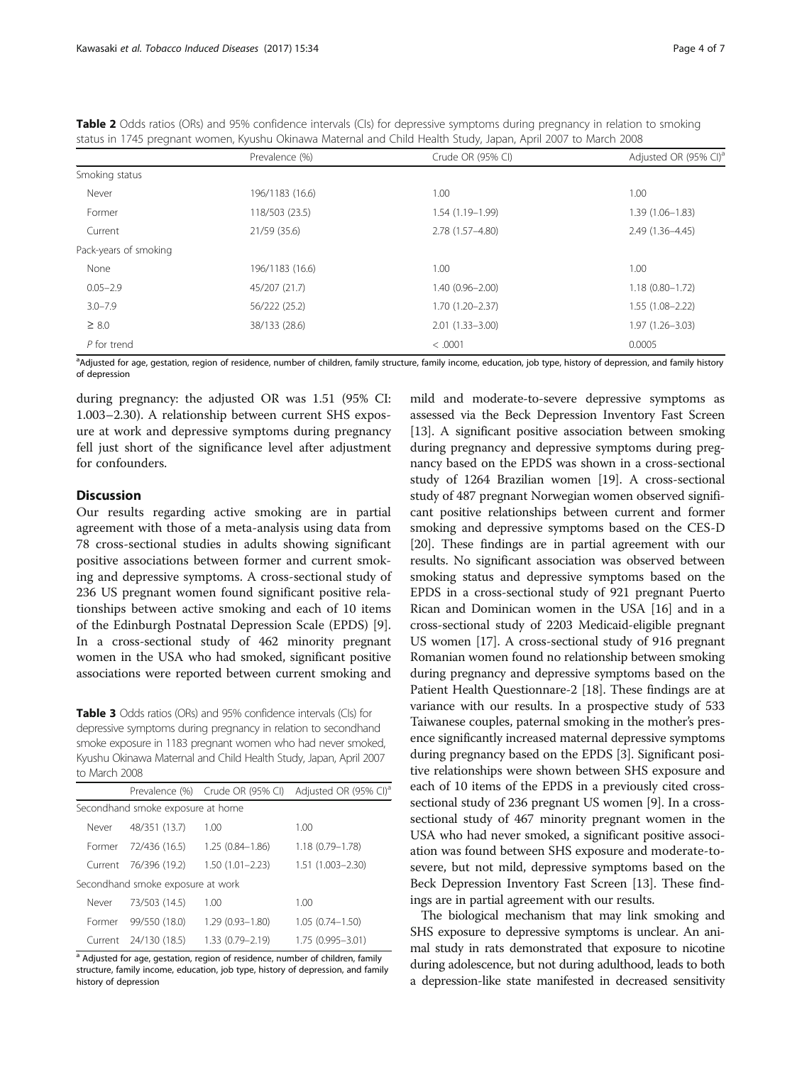**Table 2** Odds ratios (ORs) and 95% confidence intervals (CIs) for depressive symptoms during pregnancy in relation to smoking status in 1745 pregnant women, Kyushu Okinawa Maternal and Child Health Study, Japan, April 2007 to March 2008

| | Prevalence (%) | Crude OR (95% CI) | Adjusted OR (95% CI)[a] |
|---|---|---|---|
| Smoking status | | | |
| Never | 196/1183 (16.6) | 1.00 | 1.00 |
| Former | 118/503 (23.5) | 1.54 (1.19–1.99) | 1.39 (1.06–1.83) |
| Current | 21/59 (35.6) | 2.78 (1.57–4.80) | 2.49 (1.36–4.45) |
| Pack-years of smoking | | | |
| None | 196/1183 (16.6) | 1.00 | 1.00 |
| 0.05–2.9 | 45/207 (21.7) | 1.40 (0.96–2.00) | 1.18 (0.80–1.72) |
| 3.0–7.9 | 56/222 (25.2) | 1.70 (1.20–2.37) | 1.55 (1.08–2.22) |
| ≥ 8.0 | 38/133 (28.6) | 2.01 (1.33–3.00) | 1.97 (1.26–3.03) |
| *P* for trend | | < .0001 | 0.0005 |

[a]Adjusted for age, gestation, region of residence, number of children, family structure, family income, education, job type, history of depression, and family history of depression

during pregnancy: the adjusted OR was 1.51 (95% CI: 1.003–2.30). A relationship between current SHS exposure at work and depressive symptoms during pregnancy fell just short of the significance level after adjustment for confounders.

## Discussion

Our results regarding active smoking are in partial agreement with those of a meta-analysis using data from 78 cross-sectional studies in adults showing significant positive associations between former and current smoking and depressive symptoms. A cross-sectional study of 236 US pregnant women found significant positive relationships between active smoking and each of 10 items of the Edinburgh Postnatal Depression Scale (EPDS) [9]. In a cross-sectional study of 462 minority pregnant women in the USA who had smoked, significant positive associations were reported between current smoking and mild and moderate-to-severe depressive symptoms as assessed via the Beck Depression Inventory Fast Screen [13]. A significant positive association between smoking during pregnancy and depressive symptoms during pregnancy based on the EPDS was shown in a cross-sectional study of 1264 Brazilian women [19]. A cross-sectional study of 487 pregnant Norwegian women observed significant positive relationships between current and former smoking and depressive symptoms based on the CES-D [20]. These findings are in partial agreement with our results. No significant association was observed between smoking status and depressive symptoms based on the EPDS in a cross-sectional study of 921 pregnant Puerto Rican and Dominican women in the USA [16] and in a cross-sectional study of 2203 Medicaid-eligible pregnant US women [17]. A cross-sectional study of 916 pregnant Romanian women found no relationship between smoking during pregnancy and depressive symptoms based on the Patient Health Questionnaire-2 [18]. These findings are at variance with our results. In a prospective study of 533 Taiwanese couples, paternal smoking in the mother's presence significantly increased maternal depressive symptoms during pregnancy based on the EPDS [3]. Significant positive relationships were shown between SHS exposure and each of 10 items of the EPDS in a previously cited cross-sectional study of 236 pregnant US women [9]. In a cross-sectional study of 467 minority pregnant women in the USA who had never smoked, a significant positive association was found between SHS exposure and moderate-to-severe, but not mild, depressive symptoms based on the Beck Depression Inventory Fast Screen [13]. These findings are in partial agreement with our results.

The biological mechanism that may link smoking and SHS exposure to depressive symptoms is unclear. An animal study in rats demonstrated that exposure to nicotine during adolescence, but not during adulthood, leads to both a depression-like state manifested in decreased sensitivity

**Table 3** Odds ratios (ORs) and 95% confidence intervals (CIs) for depressive symptoms during pregnancy in relation to secondhand smoke exposure in 1183 pregnant women who had never smoked, Kyushu Okinawa Maternal and Child Health Study, Japan, April 2007 to March 2008

| | Prevalence (%) | Crude OR (95% CI) | Adjusted OR (95% CI)[a] |
|---|---|---|---|
| Secondhand smoke exposure at home | | | |
| Never | 48/351 (13.7) | 1.00 | 1.00 |
| Former | 72/436 (16.5) | 1.25 (0.84–1.86) | 1.18 (0.79–1.78) |
| Current | 76/396 (19.2) | 1.50 (1.01–2.23) | 1.51 (1.003–2.30) |
| Secondhand smoke exposure at work | | | |
| Never | 73/503 (14.5) | 1.00 | 1.00 |
| Former | 99/550 (18.0) | 1.29 (0.93–1.80) | 1.05 (0.74–1.50) |
| Current | 24/130 (18.5) | 1.33 (0.79–2.19) | 1.75 (0.995–3.01) |

[a] Adjusted for age, gestation, region of residence, number of children, family structure, family income, education, job type, history of depression, and family history of depression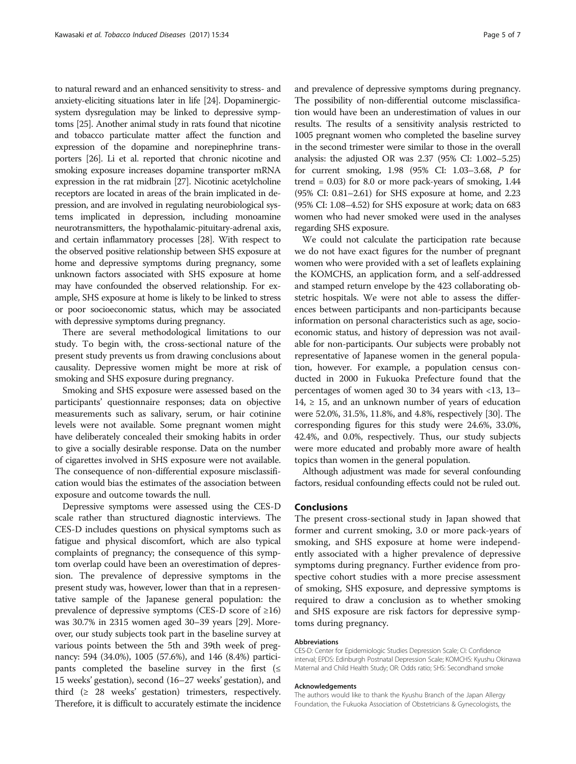to natural reward and an enhanced sensitivity to stress- and anxiety-eliciting situations later in life [24]. Dopaminergic-system dysregulation may be linked to depressive symptoms [25]. Another animal study in rats found that nicotine and tobacco particulate matter affect the function and expression of the dopamine and norepinephrine transporters [26]. Li et al. reported that chronic nicotine and smoking exposure increases dopamine transporter mRNA expression in the rat midbrain [27]. Nicotinic acetylcholine receptors are located in areas of the brain implicated in depression, and are involved in regulating neurobiological systems implicated in depression, including monoamine neurotransmitters, the hypothalamic-pituitary-adrenal axis, and certain inflammatory processes [28]. With respect to the observed positive relationship between SHS exposure at home and depressive symptoms during pregnancy, some unknown factors associated with SHS exposure at home may have confounded the observed relationship. For example, SHS exposure at home is likely to be linked to stress or poor socioeconomic status, which may be associated with depressive symptoms during pregnancy.

There are several methodological limitations to our study. To begin with, the cross-sectional nature of the present study prevents us from drawing conclusions about causality. Depressive women might be more at risk of smoking and SHS exposure during pregnancy.

Smoking and SHS exposure were assessed based on the participants' questionnaire responses; data on objective measurements such as salivary, serum, or hair cotinine levels were not available. Some pregnant women might have deliberately concealed their smoking habits in order to give a socially desirable response. Data on the number of cigarettes involved in SHS exposure were not available. The consequence of non-differential exposure misclassification would bias the estimates of the association between exposure and outcome towards the null.

Depressive symptoms were assessed using the CES-D scale rather than structured diagnostic interviews. The CES-D includes questions on physical symptoms such as fatigue and physical discomfort, which are also typical complaints of pregnancy; the consequence of this symptom overlap could have been an overestimation of depression. The prevalence of depressive symptoms in the present study was, however, lower than that in a representative sample of the Japanese general population: the prevalence of depressive symptoms (CES-D score of ≥16) was 30.7% in 2315 women aged 30–39 years [29]. Moreover, our study subjects took part in the baseline survey at various points between the 5th and 39th week of pregnancy: 594 (34.0%), 1005 (57.6%), and 146 (8.4%) participants completed the baseline survey in the first (≤ 15 weeks' gestation), second (16–27 weeks' gestation), and third (≥ 28 weeks' gestation) trimesters, respectively. Therefore, it is difficult to accurately estimate the incidence and prevalence of depressive symptoms during pregnancy. The possibility of non-differential outcome misclassification would have been an underestimation of values in our results. The results of a sensitivity analysis restricted to 1005 pregnant women who completed the baseline survey in the second trimester were similar to those in the overall analysis: the adjusted OR was 2.37 (95% CI: 1.002–5.25) for current smoking, 1.98 (95% CI: 1.03–3.68, *P* for trend = 0.03) for 8.0 or more pack-years of smoking, 1.44 (95% CI: 0.81–2.61) for SHS exposure at home, and 2.23 (95% CI: 1.08–4.52) for SHS exposure at work; data on 683 women who had never smoked were used in the analyses regarding SHS exposure.

We could not calculate the participation rate because we do not have exact figures for the number of pregnant women who were provided with a set of leaflets explaining the KOMCHS, an application form, and a self-addressed and stamped return envelope by the 423 collaborating obstetric hospitals. We were not able to assess the differences between participants and non-participants because information on personal characteristics such as age, socioeconomic status, and history of depression was not available for non-participants. Our subjects were probably not representative of Japanese women in the general population, however. For example, a population census conducted in 2000 in Fukuoka Prefecture found that the percentages of women aged 30 to 34 years with <13, 13–14, ≥ 15, and an unknown number of years of education were 52.0%, 31.5%, 11.8%, and 4.8%, respectively [30]. The corresponding figures for this study were 24.6%, 33.0%, 42.4%, and 0.0%, respectively. Thus, our study subjects were more educated and probably more aware of health topics than women in the general population.

Although adjustment was made for several confounding factors, residual confounding effects could not be ruled out.

## Conclusions

The present cross-sectional study in Japan showed that former and current smoking, 3.0 or more pack-years of smoking, and SHS exposure at home were independently associated with a higher prevalence of depressive symptoms during pregnancy. Further evidence from prospective cohort studies with a more precise assessment of smoking, SHS exposure, and depressive symptoms is required to draw a conclusion as to whether smoking and SHS exposure are risk factors for depressive symptoms during pregnancy.

#### Abbreviations

CES-D: Center for Epidemiologic Studies Depression Scale; CI: Confidence interval; EPDS: Edinburgh Postnatal Depression Scale; KOMCHS: Kyushu Okinawa Maternal and Child Health Study; OR: Odds ratio; SHS: Secondhand smoke

#### Acknowledgements

The authors would like to thank the Kyushu Branch of the Japan Allergy Foundation, the Fukuoka Association of Obstetricians & Gynecologists, the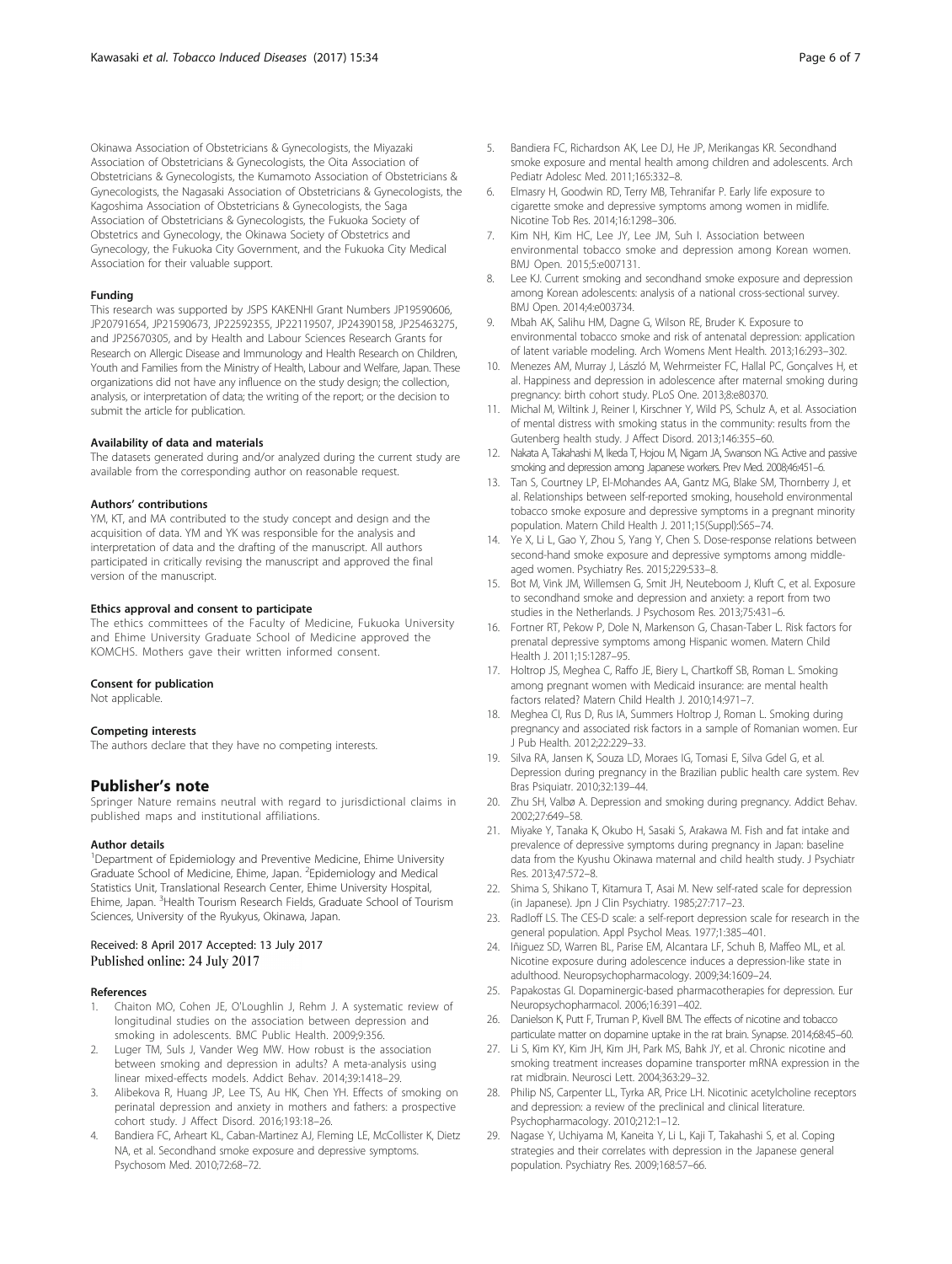Okinawa Association of Obstetricians & Gynecologists, the Miyazaki Association of Obstetricians & Gynecologists, the Oita Association of Obstetricians & Gynecologists, the Kumamoto Association of Obstetricians & Gynecologists, the Nagasaki Association of Obstetricians & Gynecologists, the Kagoshima Association of Obstetricians & Gynecologists, the Saga Association of Obstetricians & Gynecologists, the Fukuoka Society of Obstetrics and Gynecology, the Okinawa Society of Obstetrics and Gynecology, the Fukuoka City Government, and the Fukuoka City Medical Association for their valuable support.

#### Funding

This research was supported by JSPS KAKENHI Grant Numbers JP19590606, JP20791654, JP21590673, JP22592355, JP22119507, JP24390158, JP25463275, and JP25670305, and by Health and Labour Sciences Research Grants for Research on Allergic Disease and Immunology and Health Research on Children, Youth and Families from the Ministry of Health, Labour and Welfare, Japan. These organizations did not have any influence on the study design; the collection, analysis, or interpretation of data; the writing of the report; or the decision to submit the article for publication.

#### Availability of data and materials

The datasets generated during and/or analyzed during the current study are available from the corresponding author on reasonable request.

#### Authors' contributions

YM, KT, and MA contributed to the study concept and design and the acquisition of data. YM and YK was responsible for the analysis and interpretation of data and the drafting of the manuscript. All authors participated in critically revising the manuscript and approved the final version of the manuscript.

#### Ethics approval and consent to participate

The ethics committees of the Faculty of Medicine, Fukuoka University and Ehime University Graduate School of Medicine approved the KOMCHS. Mothers gave their written informed consent.

#### Consent for publication

Not applicable.

#### Competing interests

The authors declare that they have no competing interests.

## Publisher's note

Springer Nature remains neutral with regard to jurisdictional claims in published maps and institutional affiliations.

#### Author details

[1]Department of Epidemiology and Preventive Medicine, Ehime University Graduate School of Medicine, Ehime, Japan. [2]Epidemiology and Medical Statistics Unit, Translational Research Center, Ehime University Hospital, Ehime, Japan. [3]Health Tourism Research Fields, Graduate School of Tourism Sciences, University of the Ryukyus, Okinawa, Japan.

Received: 8 April 2017 Accepted: 13 July 2017
Published online: 24 July 2017

#### References

1. Chaiton MO, Cohen JE, O'Loughlin J, Rehm J. A systematic review of longitudinal studies on the association between depression and smoking in adolescents. BMC Public Health. 2009;9:356.
2. Luger TM, Suls J, Vander Weg MW. How robust is the association between smoking and depression in adults? A meta-analysis using linear mixed-effects models. Addict Behav. 2014;39:1418–29.
3. Alibekova R, Huang JP, Lee TS, Au HK, Chen YH. Effects of smoking on perinatal depression and anxiety in mothers and fathers: a prospective cohort study. J Affect Disord. 2016;193:18–26.
4. Bandiera FC, Arheart KL, Caban-Martinez AJ, Fleming LE, McCollister K, Dietz NA, et al. Secondhand smoke exposure and depressive symptoms. Psychosom Med. 2010;72:68–72.
5. Bandiera FC, Richardson AK, Lee DJ, He JP, Merikangas KR. Secondhand smoke exposure and mental health among children and adolescents. Arch Pediatr Adolesc Med. 2011;165:332–8.
6. Elmasry H, Goodwin RD, Terry MB, Tehranifar P. Early life exposure to cigarette smoke and depressive symptoms among women in midlife. Nicotine Tob Res. 2014;16:1298–306.
7. Kim NH, Kim HC, Lee JY, Lee JM, Suh I. Association between environmental tobacco smoke and depression among Korean women. BMJ Open. 2015;5:e007131.
8. Lee KJ. Current smoking and secondhand smoke exposure and depression among Korean adolescents: analysis of a national cross-sectional survey. BMJ Open. 2014;4:e003734.
9. Mbah AK, Salihu HM, Dagne G, Wilson RE, Bruder K. Exposure to environmental tobacco smoke and risk of antenatal depression: application of latent variable modeling. Arch Womens Ment Health. 2013;16:293–302.
10. Menezes AM, Murray J, László M, Wehrmeister FC, Hallal PC, Gonçalves H, et al. Happiness and depression in adolescence after maternal smoking during pregnancy: birth cohort study. PLoS One. 2013;8:e80370.
11. Michal M, Wiltink J, Reiner I, Kirschner Y, Wild PS, Schulz A, et al. Association of mental distress with smoking status in the community: results from the Gutenberg health study. J Affect Disord. 2013;146:355–60.
12. Nakata A, Takahashi M, Ikeda T, Hojou M, Nigam JA, Swanson NG. Active and passive smoking and depression among Japanese workers. Prev Med. 2008;46:451–6.
13. Tan S, Courtney LP, El-Mohandes AA, Gantz MG, Blake SM, Thornberry J, et al. Relationships between self-reported smoking, household environmental tobacco smoke exposure and depressive symptoms in a pregnant minority population. Matern Child Health J. 2011;15(Suppl):S65–74.
14. Ye X, Li L, Gao Y, Zhou S, Yang Y, Chen S. Dose-response relations between second-hand smoke exposure and depressive symptoms among middle-aged women. Psychiatry Res. 2015;229:533–8.
15. Bot M, Vink JM, Willemsen G, Smit JH, Neuteboom J, Kluft C, et al. Exposure to secondhand smoke and depression and anxiety: a report from two studies in the Netherlands. J Psychosom Res. 2013;75:431–6.
16. Fortner RT, Pekow P, Dole N, Markenson G, Chasan-Taber L. Risk factors for prenatal depressive symptoms among Hispanic women. Matern Child Health J. 2011;15:1287–95.
17. Holtrop JS, Meghea C, Raffo JE, Biery L, Chartkoff SB, Roman L. Smoking among pregnant women with Medicaid insurance: are mental health factors related? Matern Child Health J. 2010;14:971–7.
18. Meghea CI, Rus D, Rus IA, Summers Holtrop J, Roman L. Smoking during pregnancy and associated risk factors in a sample of Romanian women. Eur J Pub Health. 2012;22:229–33.
19. Silva RA, Jansen K, Souza LD, Moraes IG, Tomasi E, Silva Gdel G, et al. Depression during pregnancy in the Brazilian public health care system. Rev Bras Psiquiatr. 2010;32:139–44.
20. Zhu SH, Valbø A. Depression and smoking during pregnancy. Addict Behav. 2002;27:649–58.
21. Miyake Y, Tanaka K, Okubo H, Sasaki S, Arakawa M. Fish and fat intake and prevalence of depressive symptoms during pregnancy in Japan: baseline data from the Kyushu Okinawa maternal and child health study. J Psychiatr Res. 2013;47:572–8.
22. Shima S, Shikano T, Kitamura T, Asai M. New self-rated scale for depression (in Japanese). Jpn J Clin Psychiatry. 1985;27:717–23.
23. Radloff LS. The CES-D scale: a self-report depression scale for research in the general population. Appl Psychol Meas. 1977;1:385–401.
24. Iñiguez SD, Warren BL, Parise EM, Alcantara LF, Schuh B, Maffeo ML, et al. Nicotine exposure during adolescence induces a depression-like state in adulthood. Neuropsychopharmacology. 2009;34:1609–24.
25. Papakostas GI. Dopaminergic-based pharmacotherapies for depression. Eur Neuropsychopharmacol. 2006;16:391–402.
26. Danielson K, Putt F, Truman P, Kivell BM. The effects of nicotine and tobacco particulate matter on dopamine uptake in the rat brain. Synapse. 2014;68:45–60.
27. Li S, Kim KY, Kim JH, Kim JH, Park MS, Bahk JY, et al. Chronic nicotine and smoking treatment increases dopamine transporter mRNA expression in the rat midbrain. Neurosci Lett. 2004;363:29–32.
28. Philip NS, Carpenter LL, Tyrka AR, Price LH. Nicotinic acetylcholine receptors and depression: a review of the preclinical and clinical literature. Psychopharmacology. 2010;212:1–12.
29. Nagase Y, Uchiyama M, Kaneita Y, Li L, Kaji T, Takahashi S, et al. Coping strategies and their correlates with depression in the Japanese general population. Psychiatry Res. 2009;168:57–66.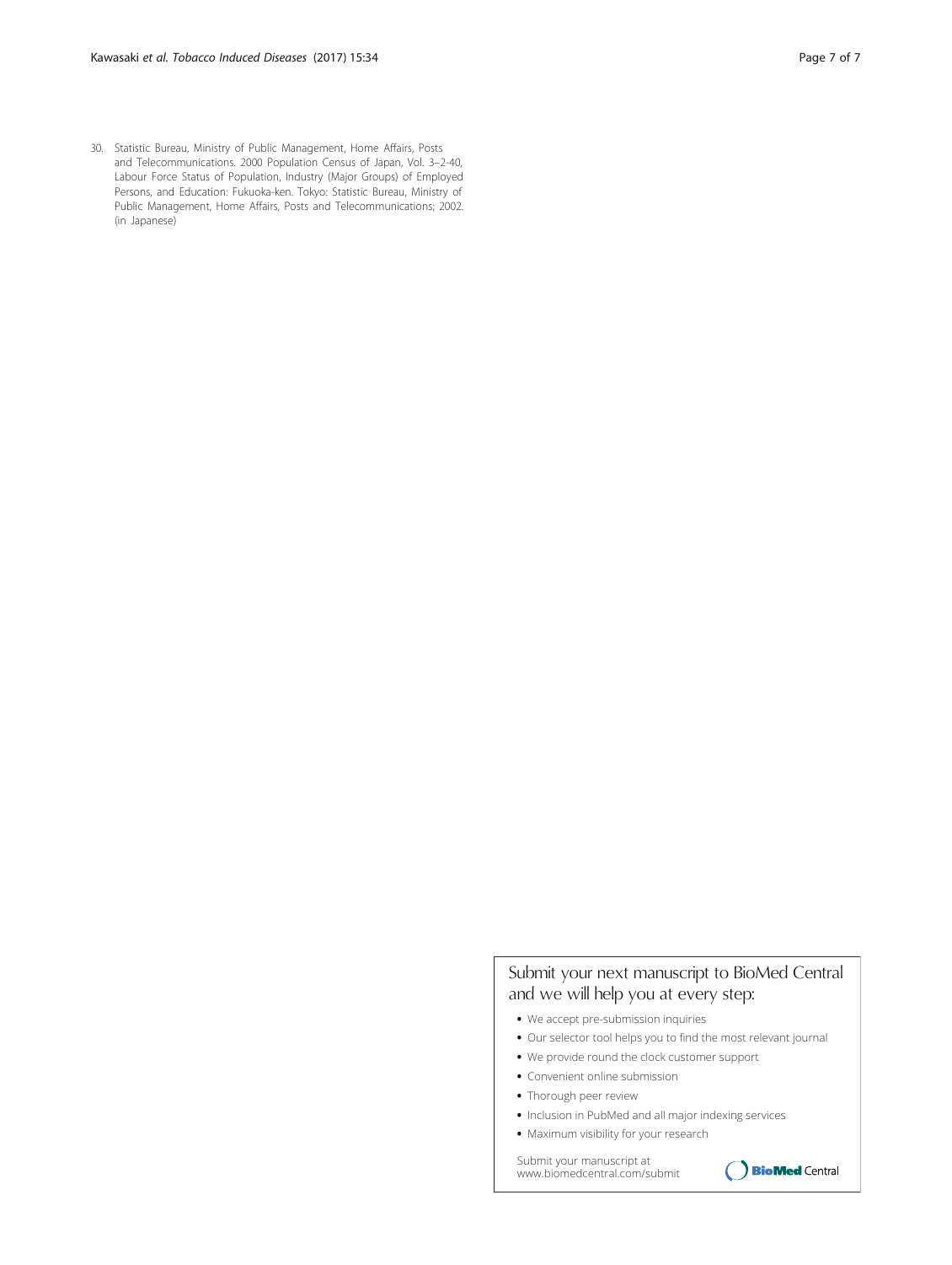30. Statistic Bureau, Ministry of Public Management, Home Affairs, Posts and Telecommunications. 2000 Population Census of Japan, Vol. 3–2-40, Labour Force Status of Population, Industry (Major Groups) of Employed Persons, and Education: Fukuoka-ken. Tokyo: Statistic Bureau, Ministry of Public Management, Home Affairs, Posts and Telecommunications; 2002. (in Japanese)

Submit your next manuscript to BioMed Central and we will help you at every step:

- We accept pre-submission inquiries
- Our selector tool helps you to find the most relevant journal
- We provide round the clock customer support
- Convenient online submission
- Thorough peer review
- Inclusion in PubMed and all major indexing services
- Maximum visibility for your research

Submit your manuscript at
www.biomedcentral.com/submit

BioMed Central